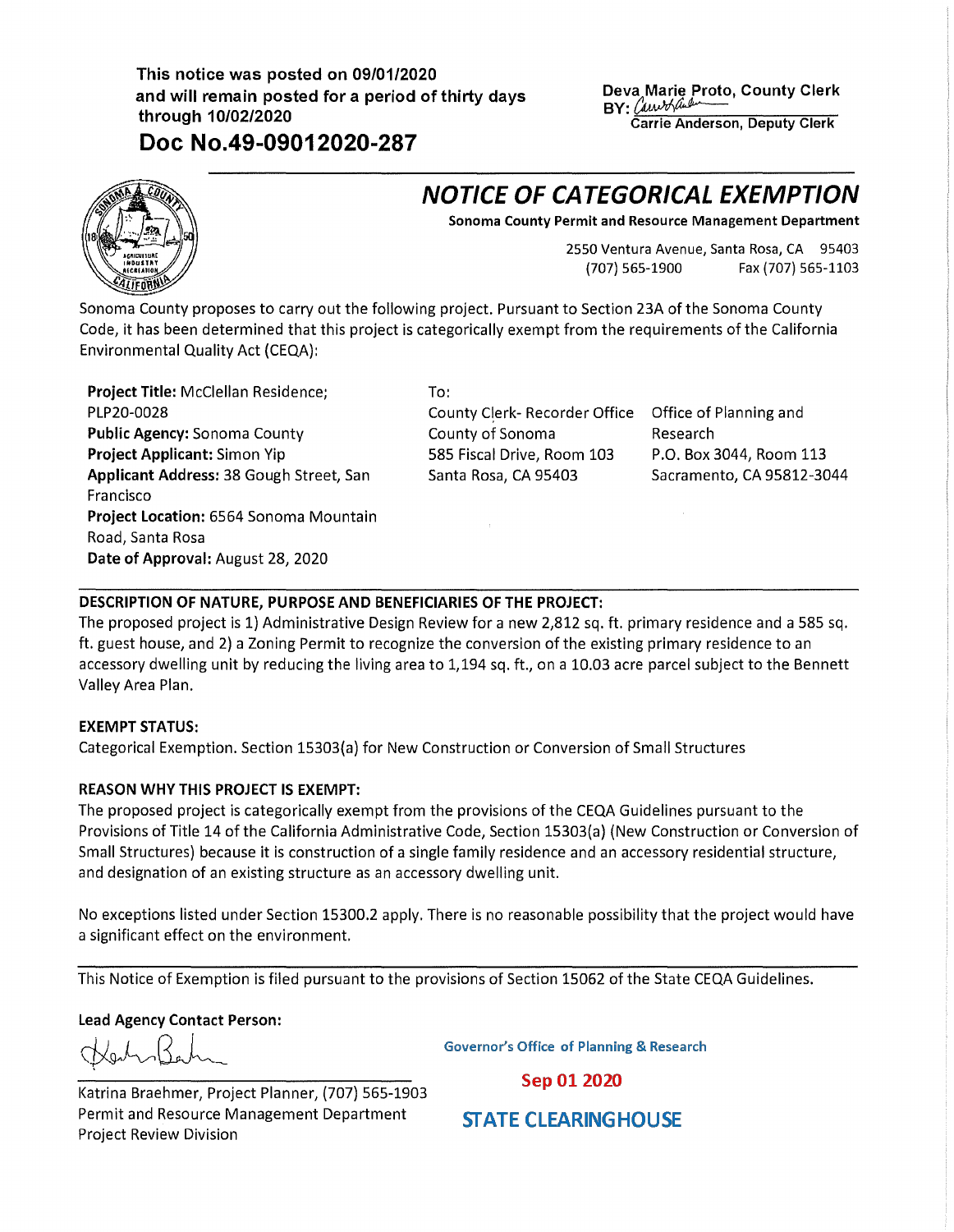This notice was posted on 09/01/2020
and will remain posted for a period of thirty days
through 10/02/2020

**Doc No.49-09012020-287**

Deva Marie Proto, County Clerk
BY: Carrie Anderson, Deputy Clerk

# NOTICE OF CATEGORICAL EXEMPTION

**Sonoma County Permit and Resource Management Department**

2550 Ventura Avenue, Santa Rosa, CA 95403
(707) 565-1900 Fax (707) 565-1103

Sonoma County proposes to carry out the following project. Pursuant to Section 23A of the Sonoma County Code, it has been determined that this project is categorically exempt from the requirements of the California Environmental Quality Act (CEQA):

**Project Title:** McClellan Residence; PLP20-0028
**Public Agency:** Sonoma County
**Project Applicant:** Simon Yip
**Applicant Address:** 38 Gough Street, San Francisco
**Project Location:** 6564 Sonoma Mountain Road, Santa Rosa
**Date of Approval:** August 28, 2020

To:

County Clerk- Recorder Office
County of Sonoma
585 Fiscal Drive, Room 103
Santa Rosa, CA 95403

Office of Planning and Research
P.O. Box 3044, Room 113
Sacramento, CA 95812-3044

**DESCRIPTION OF NATURE, PURPOSE AND BENEFICIARIES OF THE PROJECT:**
The proposed project is 1) Administrative Design Review for a new 2,812 sq. ft. primary residence and a 585 sq. ft. guest house, and 2) a Zoning Permit to recognize the conversion of the existing primary residence to an accessory dwelling unit by reducing the living area to 1,194 sq. ft., on a 10.03 acre parcel subject to the Bennett Valley Area Plan.

**EXEMPT STATUS:**
Categorical Exemption. Section 15303(a) for New Construction or Conversion of Small Structures

**REASON WHY THIS PROJECT IS EXEMPT:**
The proposed project is categorically exempt from the provisions of the CEQA Guidelines pursuant to the Provisions of Title 14 of the California Administrative Code, Section 15303(a) (New Construction or Conversion of Small Structures) because it is construction of a single family residence and an accessory residential structure, and designation of an existing structure as an accessory dwelling unit.

No exceptions listed under Section 15300.2 apply. There is no reasonable possibility that the project would have a significant effect on the environment.

This Notice of Exemption is filed pursuant to the provisions of Section 15062 of the State CEQA Guidelines.

**Lead Agency Contact Person:**

Katrina Braehmer, Project Planner, (707) 565-1903
Permit and Resource Management Department
Project Review Division

Governor's Office of Planning & Research
Sep 01 2020
STATE CLEARINGHOUSE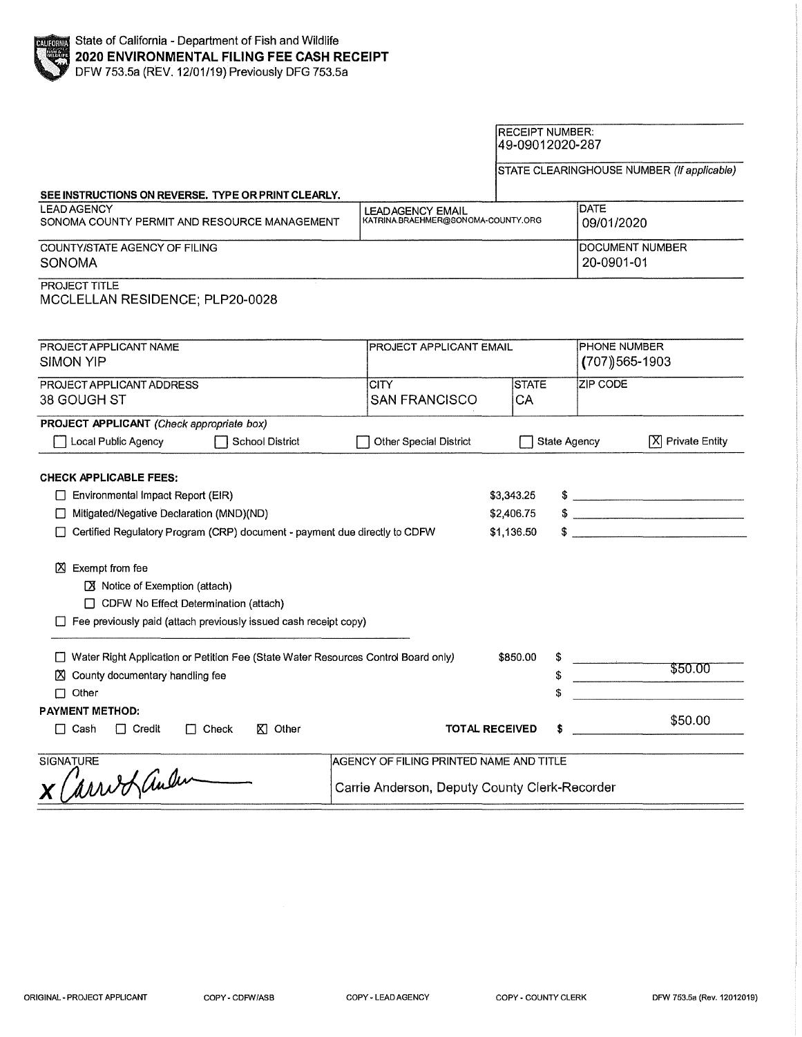State of California - Department of Fish and Wildlife
**2020 ENVIRONMENTAL FILING FEE CASH RECEIPT**
DFW 753.5a (REV. 12/01/19) Previously DFG 753.5a

RECEIPT NUMBER:
49-09012020-287

STATE CLEARINGHOUSE NUMBER *(If applicable)*

**SEE INSTRUCTIONS ON REVERSE. TYPE OR PRINT CLEARLY.**

| LEAD AGENCY | LEAD AGENCY EMAIL | DATE |
|---|---|---|
| SONOMA COUNTY PERMIT AND RESOURCE MANAGEMENT | KATRINA.BRAEHMER@SONOMA-COUNTY.ORG | 09/01/2020 |

| COUNTY/STATE AGENCY OF FILING | DOCUMENT NUMBER |
|---|---|
| SONOMA | 20-0901-01 |

PROJECT TITLE
MCCLELLAN RESIDENCE; PLP20-0028

| PROJECT APPLICANT NAME | PROJECT APPLICANT EMAIL | | PHONE NUMBER |
|---|---|---|---|
| SIMON YIP | | | (707)565-1903 |
| **PROJECT APPLICANT ADDRESS** | **CITY** | **STATE** | **ZIP CODE** |
| 38 GOUGH ST | SAN FRANCISCO | CA | |

**PROJECT APPLICANT** *(Check appropriate box)*

☐ Local Public Agency ☐ School District ☐ Other Special District ☐ State Agency ☒ Private Entity

**CHECK APPLICABLE FEES:**

| | | |
|---|---|---|
| ☐ Environmental Impact Report (EIR) | $3,343.25 | $ |
| ☐ Mitigated/Negative Declaration (MND)(ND) | $2,406.75 | $ |
| ☐ Certified Regulatory Program (CRP) document - payment due directly to CDFW | $1,136.50 | $ |

☒ Exempt from fee
- ☒ Notice of Exemption (attach)
- ☐ CDFW No Effect Determination (attach)

☐ Fee previously paid (attach previously issued cash receipt copy)

| | | |
|---|---|---|
| ☐ Water Right Application or Petition Fee (State Water Resources Control Board only) | $850.00 | $ |
| ☒ County documentary handling fee | | $ $50.00 |
| ☐ Other | | $ |

**PAYMENT METHOD:**

☐ Cash ☐ Credit ☐ Check ☒ Other **TOTAL RECEIVED** $ $50.00

| SIGNATURE | AGENCY OF FILING PRINTED NAME AND TITLE |
|---|---|
| x Carrie Anderson | Carrie Anderson, Deputy County Clerk-Recorder |

ORIGINAL - PROJECT APPLICANT COPY - CDFW/ASB COPY - LEAD AGENCY COPY - COUNTY CLERK DFW 753.5a (Rev. 12012019)